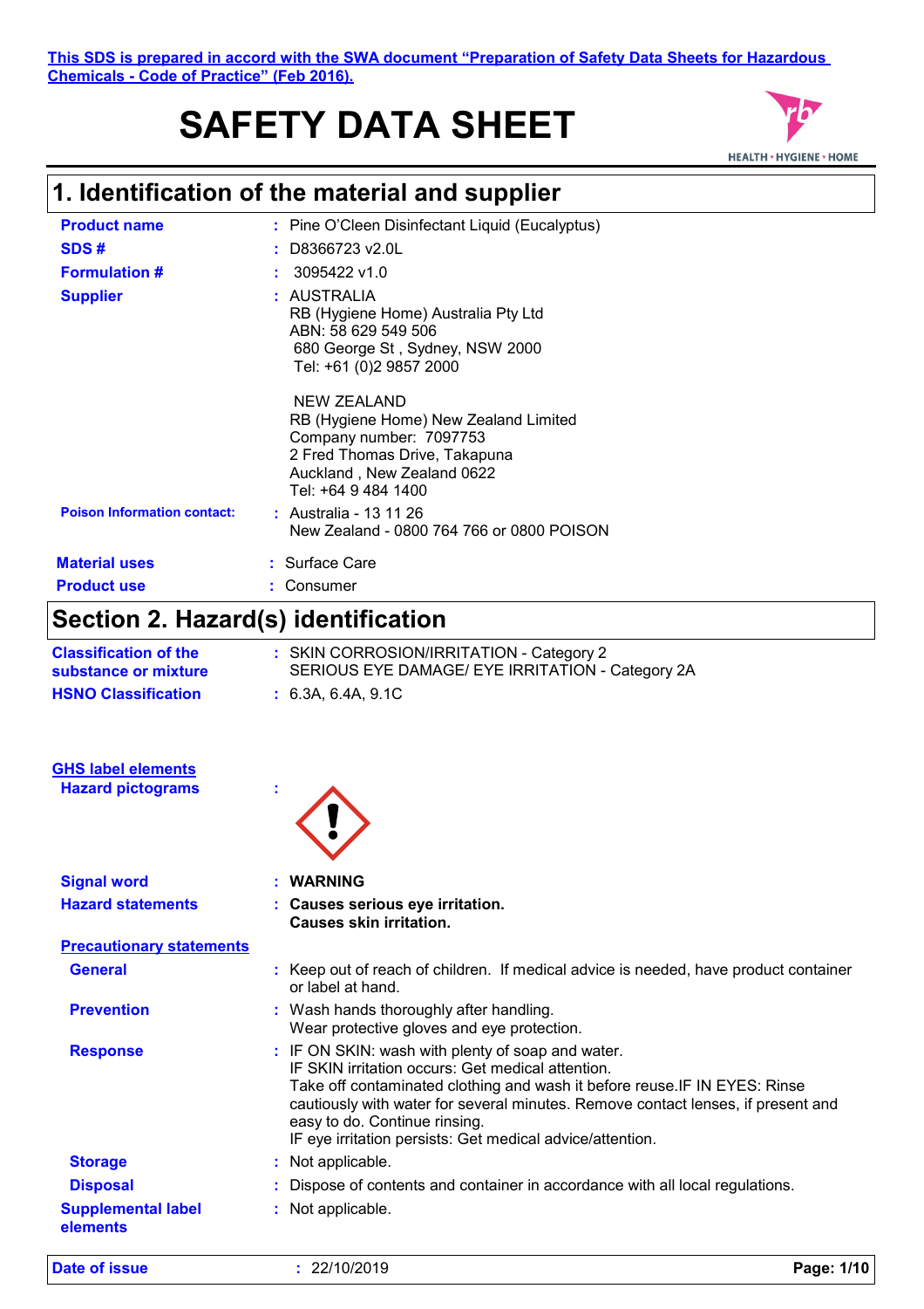**This SDS is prepared in accord with the SWA document "Preparation of Safety Data Sheets for Hazardous Chemicals - Code of Practice" (Feb 2016).**

# SAFETY DATA SHEET

HEALTH • HYGIENE • HOME

## 1. Identification of the material and supplier

| | | |
|---|---|---|
| **Product name** | : | Pine O'Cleen Disinfectant Liquid (Eucalyptus) |
| **SDS #** | : | D8366723 v2.0L |
| **Formulation #** | : | 3095422 v1.0 |
| **Supplier** | : | AUSTRALIA<br>RB (Hygiene Home) Australia Pty Ltd<br>ABN: 58 629 549 506<br>680 George St , Sydney, NSW 2000<br>Tel: +61 (0)2 9857 2000<br><br>NEW ZEALAND<br>RB (Hygiene Home) New Zealand Limited<br>Company number: 7097753<br>2 Fred Thomas Drive, Takapuna<br>Auckland , New Zealand 0622<br>Tel: +64 9 484 1400 |
| **Poison Information contact:** | : | Australia - 13 11 26<br>New Zealand - 0800 764 766 or 0800 POISON |
| **Material uses** | : | Surface Care |
| **Product use** | : | Consumer |

## Section 2. Hazard(s) identification

| | | |
|---|---|---|
| **Classification of the substance or mixture** | : | SKIN CORROSION/IRRITATION - Category 2<br>SERIOUS EYE DAMAGE/ EYE IRRITATION - Category 2A |
| **HSNO Classification** | : | 6.3A, 6.4A, 9.1C |

**GHS label elements**

| | | |
|---|---|---|
| **Hazard pictograms** | : | |
| **Signal word** | : | **WARNING** |
| **Hazard statements** | : | **Causes serious eye irritation.<br>Causes skin irritation.** |

**Precautionary statements**

| | | |
|---|---|---|
| **General** | : | Keep out of reach of children. If medical advice is needed, have product container or label at hand. |
| **Prevention** | : | Wash hands thoroughly after handling.<br>Wear protective gloves and eye protection. |
| **Response** | : | IF ON SKIN: wash with plenty of soap and water.<br>IF SKIN irritation occurs: Get medical attention.<br>Take off contaminated clothing and wash it before reuse.IF IN EYES: Rinse cautiously with water for several minutes. Remove contact lenses, if present and easy to do. Continue rinsing.<br>IF eye irritation persists: Get medical advice/attention. |
| **Storage** | : | Not applicable. |
| **Disposal** | : | Dispose of contents and container in accordance with all local regulations. |
| **Supplemental label elements** | : | Not applicable. |

**Date of issue** : 22/10/2019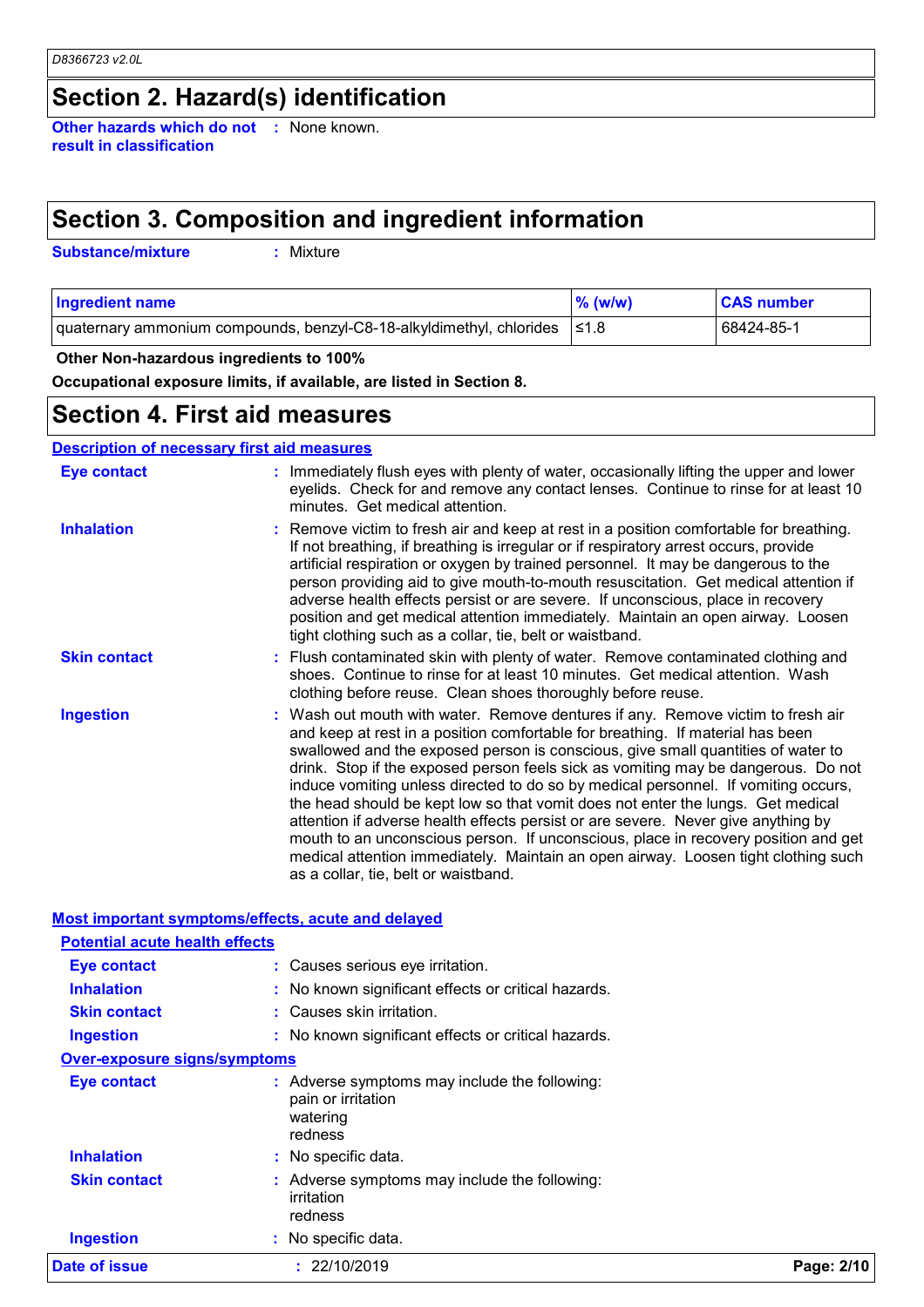## Section 2. Hazard(s) identification

**Other hazards which do not result in classification** : None known.

## Section 3. Composition and ingredient information

**Substance/mixture** : Mixture

| Ingredient name | % (w/w) | CAS number |
| --- | --- | --- |
| quaternary ammonium compounds, benzyl-C8-18-alkyldimethyl, chlorides | ≤1.8 | 68424-85-1 |

**Other Non-hazardous ingredients to 100%**

**Occupational exposure limits, if available, are listed in Section 8.**

## Section 4. First aid measures

### Description of necessary first aid measures

**Eye contact** : Immediately flush eyes with plenty of water, occasionally lifting the upper and lower eyelids. Check for and remove any contact lenses. Continue to rinse for at least 10 minutes. Get medical attention.

**Inhalation** : Remove victim to fresh air and keep at rest in a position comfortable for breathing. If not breathing, if breathing is irregular or if respiratory arrest occurs, provide artificial respiration or oxygen by trained personnel. It may be dangerous to the person providing aid to give mouth-to-mouth resuscitation. Get medical attention if adverse health effects persist or are severe. If unconscious, place in recovery position and get medical attention immediately. Maintain an open airway. Loosen tight clothing such as a collar, tie, belt or waistband.

**Skin contact** : Flush contaminated skin with plenty of water. Remove contaminated clothing and shoes. Continue to rinse for at least 10 minutes. Get medical attention. Wash clothing before reuse. Clean shoes thoroughly before reuse.

**Ingestion** : Wash out mouth with water. Remove dentures if any. Remove victim to fresh air and keep at rest in a position comfortable for breathing. If material has been swallowed and the exposed person is conscious, give small quantities of water to drink. Stop if the exposed person feels sick as vomiting may be dangerous. Do not induce vomiting unless directed to do so by medical personnel. If vomiting occurs, the head should be kept low so that vomit does not enter the lungs. Get medical attention if adverse health effects persist or are severe. Never give anything by mouth to an unconscious person. If unconscious, place in recovery position and get medical attention immediately. Maintain an open airway. Loosen tight clothing such as a collar, tie, belt or waistband.

### Most important symptoms/effects, acute and delayed

#### Potential acute health effects

**Eye contact** : Causes serious eye irritation.

**Inhalation** : No known significant effects or critical hazards.

**Skin contact** : Causes skin irritation.

**Ingestion** : No known significant effects or critical hazards.

#### Over-exposure signs/symptoms

**Eye contact** : Adverse symptoms may include the following:
pain or irritation
watering
redness

**Inhalation** : No specific data.

**Skin contact** : Adverse symptoms may include the following:
irritation
redness

**Ingestion** : No specific data.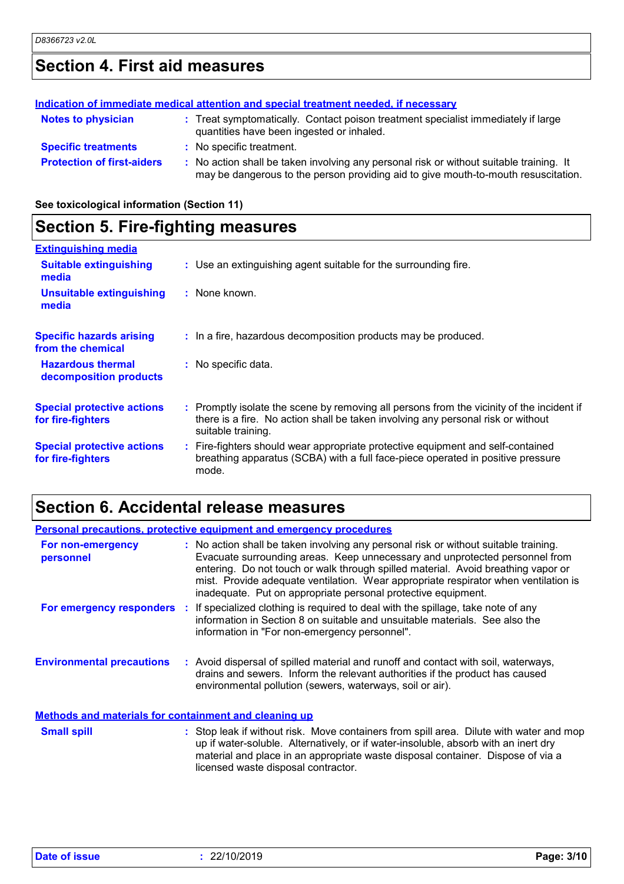## Section 4. First aid measures

**Indication of immediate medical attention and special treatment needed, if necessary**

**Notes to physician** : Treat symptomatically. Contact poison treatment specialist immediately if large quantities have been ingested or inhaled.

**Specific treatments** : No specific treatment.

**Protection of first-aiders** : No action shall be taken involving any personal risk or without suitable training. It may be dangerous to the person providing aid to give mouth-to-mouth resuscitation.

**See toxicological information (Section 11)**

## Section 5. Fire-fighting measures

**Extinguishing media**

**Suitable extinguishing media** : Use an extinguishing agent suitable for the surrounding fire.

**Unsuitable extinguishing media** : None known.

**Specific hazards arising from the chemical** : In a fire, hazardous decomposition products may be produced.

**Hazardous thermal decomposition products** : No specific data.

**Special protective actions for fire-fighters** : Promptly isolate the scene by removing all persons from the vicinity of the incident if there is a fire. No action shall be taken involving any personal risk or without suitable training.

**Special protective actions for fire-fighters** : Fire-fighters should wear appropriate protective equipment and self-contained breathing apparatus (SCBA) with a full face-piece operated in positive pressure mode.

## Section 6. Accidental release measures

**Personal precautions, protective equipment and emergency procedures**

**For non-emergency personnel** : No action shall be taken involving any personal risk or without suitable training. Evacuate surrounding areas. Keep unnecessary and unprotected personnel from entering. Do not touch or walk through spilled material. Avoid breathing vapor or mist. Provide adequate ventilation. Wear appropriate respirator when ventilation is inadequate. Put on appropriate personal protective equipment.

**For emergency responders** : If specialized clothing is required to deal with the spillage, take note of any information in Section 8 on suitable and unsuitable materials. See also the information in "For non-emergency personnel".

**Environmental precautions** : Avoid dispersal of spilled material and runoff and contact with soil, waterways, drains and sewers. Inform the relevant authorities if the product has caused environmental pollution (sewers, waterways, soil or air).

**Methods and materials for containment and cleaning up**

**Small spill** : Stop leak if without risk. Move containers from spill area. Dilute with water and mop up if water-soluble. Alternatively, or if water-insoluble, absorb with an inert dry material and place in an appropriate waste disposal container. Dispose of via a licensed waste disposal contractor.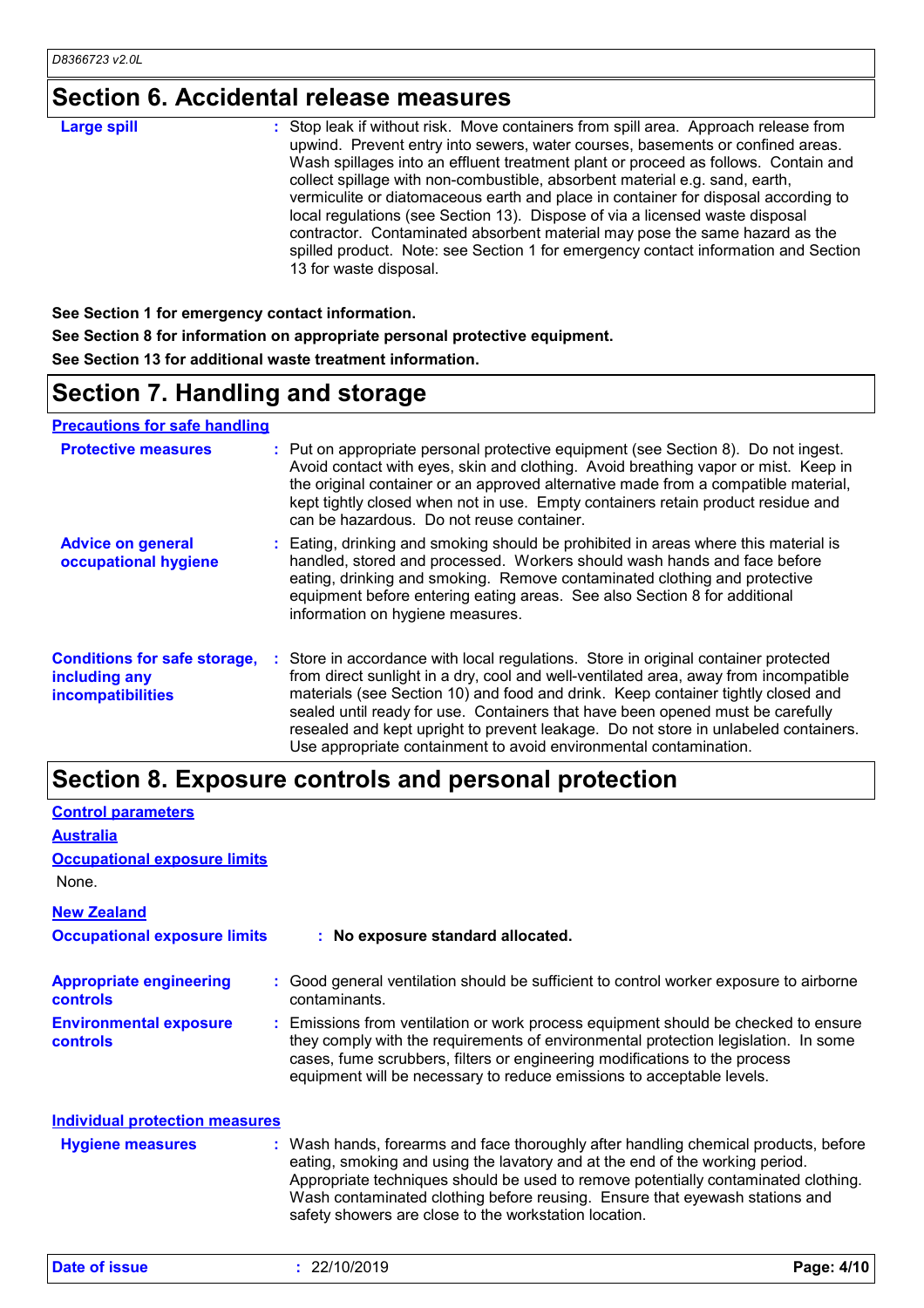## Section 6. Accidental release measures

**Large spill** : Stop leak if without risk. Move containers from spill area. Approach release from upwind. Prevent entry into sewers, water courses, basements or confined areas. Wash spillages into an effluent treatment plant or proceed as follows. Contain and collect spillage with non-combustible, absorbent material e.g. sand, earth, vermiculite or diatomaceous earth and place in container for disposal according to local regulations (see Section 13). Dispose of via a licensed waste disposal contractor. Contaminated absorbent material may pose the same hazard as the spilled product. Note: see Section 1 for emergency contact information and Section 13 for waste disposal.

**See Section 1 for emergency contact information.**

**See Section 8 for information on appropriate personal protective equipment.**

**See Section 13 for additional waste treatment information.**

## Section 7. Handling and storage

### Precautions for safe handling

**Protective measures** : Put on appropriate personal protective equipment (see Section 8). Do not ingest. Avoid contact with eyes, skin and clothing. Avoid breathing vapor or mist. Keep in the original container or an approved alternative made from a compatible material, kept tightly closed when not in use. Empty containers retain product residue and can be hazardous. Do not reuse container.

**Advice on general occupational hygiene** : Eating, drinking and smoking should be prohibited in areas where this material is handled, stored and processed. Workers should wash hands and face before eating, drinking and smoking. Remove contaminated clothing and protective equipment before entering eating areas. See also Section 8 for additional information on hygiene measures.

**Conditions for safe storage, including any incompatibilities** : Store in accordance with local regulations. Store in original container protected from direct sunlight in a dry, cool and well-ventilated area, away from incompatible materials (see Section 10) and food and drink. Keep container tightly closed and sealed until ready for use. Containers that have been opened must be carefully resealed and kept upright to prevent leakage. Do not store in unlabeled containers. Use appropriate containment to avoid environmental contamination.

## Section 8. Exposure controls and personal protection

### Control parameters

#### Australia

**Occupational exposure limits**

None.

#### New Zealand

**Occupational exposure limits** : **No exposure standard allocated.**

**Appropriate engineering controls** : Good general ventilation should be sufficient to control worker exposure to airborne contaminants.

**Environmental exposure controls** : Emissions from ventilation or work process equipment should be checked to ensure they comply with the requirements of environmental protection legislation. In some cases, fume scrubbers, filters or engineering modifications to the process equipment will be necessary to reduce emissions to acceptable levels.

### Individual protection measures

**Hygiene measures** : Wash hands, forearms and face thoroughly after handling chemical products, before eating, smoking and using the lavatory and at the end of the working period. Appropriate techniques should be used to remove potentially contaminated clothing. Wash contaminated clothing before reusing. Ensure that eyewash stations and safety showers are close to the workstation location.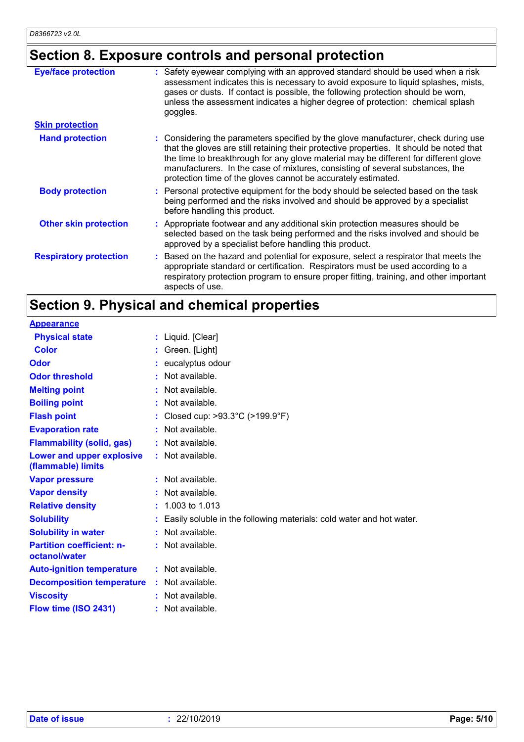## Section 8. Exposure controls and personal protection

| | |
|---|---|
| **Eye/face protection** | : Safety eyewear complying with an approved standard should be used when a risk assessment indicates this is necessary to avoid exposure to liquid splashes, mists, gases or dusts. If contact is possible, the following protection should be worn, unless the assessment indicates a higher degree of protection: chemical splash goggles. |
| **Skin protection** | |
| **Hand protection** | : Considering the parameters specified by the glove manufacturer, check during use that the gloves are still retaining their protective properties. It should be noted that the time to breakthrough for any glove material may be different for different glove manufacturers. In the case of mixtures, consisting of several substances, the protection time of the gloves cannot be accurately estimated. |
| **Body protection** | : Personal protective equipment for the body should be selected based on the task being performed and the risks involved and should be approved by a specialist before handling this product. |
| **Other skin protection** | : Appropriate footwear and any additional skin protection measures should be selected based on the task being performed and the risks involved and should be approved by a specialist before handling this product. |
| **Respiratory protection** | : Based on the hazard and potential for exposure, select a respirator that meets the appropriate standard or certification. Respirators must be used according to a respiratory protection program to ensure proper fitting, training, and other important aspects of use. |

## Section 9. Physical and chemical properties

| | |
|---|---|
| **Appearance** | |
| **Physical state** | : Liquid. [Clear] |
| **Color** | : Green. [Light] |
| **Odor** | : eucalyptus odour |
| **Odor threshold** | : Not available. |
| **Melting point** | : Not available. |
| **Boiling point** | : Not available. |
| **Flash point** | : Closed cup: >93.3°C (>199.9°F) |
| **Evaporation rate** | : Not available. |
| **Flammability (solid, gas)** | : Not available. |
| **Lower and upper explosive (flammable) limits** | : Not available. |
| **Vapor pressure** | : Not available. |
| **Vapor density** | : Not available. |
| **Relative density** | : 1.003 to 1.013 |
| **Solubility** | : Easily soluble in the following materials: cold water and hot water. |
| **Solubility in water** | : Not available. |
| **Partition coefficient: n-octanol/water** | : Not available. |
| **Auto-ignition temperature** | : Not available. |
| **Decomposition temperature** | : Not available. |
| **Viscosity** | : Not available. |
| **Flow time (ISO 2431)** | : Not available. |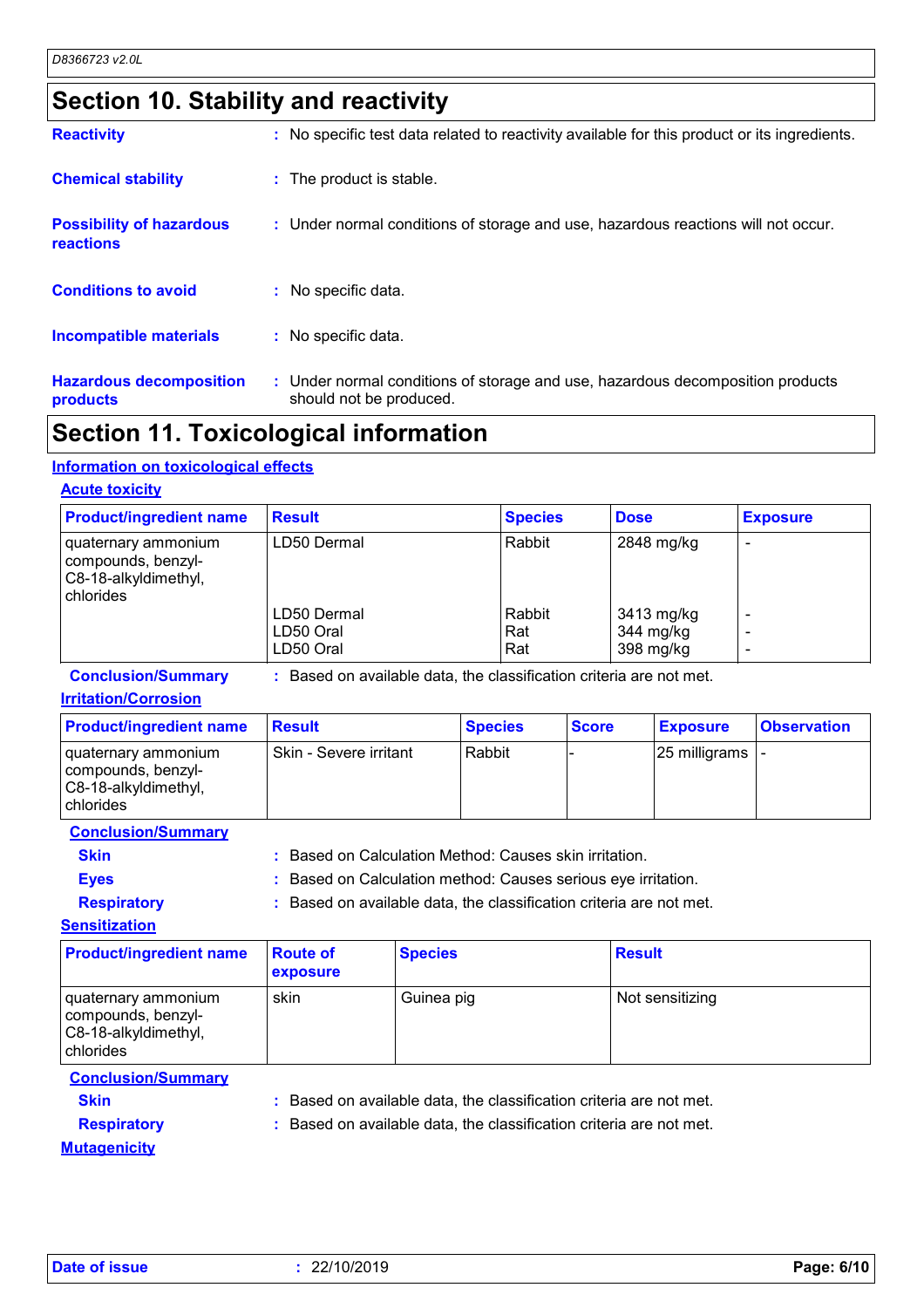## Section 10. Stability and reactivity

**Reactivity** : No specific test data related to reactivity available for this product or its ingredients.

**Chemical stability** : The product is stable.

**Possibility of hazardous reactions** : Under normal conditions of storage and use, hazardous reactions will not occur.

**Conditions to avoid** : No specific data.

**Incompatible materials** : No specific data.

**Hazardous decomposition products** : Under normal conditions of storage and use, hazardous decomposition products should not be produced.

## Section 11. Toxicological information

### Information on toxicological effects

#### Acute toxicity

| Product/ingredient name | Result | Species | Dose | Exposure |
|---|---|---|---|---|
| quaternary ammonium compounds, benzyl-C8-18-alkyldimethyl, chlorides | LD50 Dermal | Rabbit | 2848 mg/kg | - |
| | LD50 Dermal | Rabbit | 3413 mg/kg | - |
| | LD50 Oral | Rat | 344 mg/kg | - |
| | LD50 Oral | Rat | 398 mg/kg | - |

**Conclusion/Summary** : Based on available data, the classification criteria are not met.

#### Irritation/Corrosion

| Product/ingredient name | Result | Species | Score | Exposure | Observation |
|---|---|---|---|---|---|
| quaternary ammonium compounds, benzyl-C8-18-alkyldimethyl, chlorides | Skin - Severe irritant | Rabbit | - | 25 milligrams | - |

**Conclusion/Summary**

**Skin** : Based on Calculation Method: Causes skin irritation.

**Eyes** : Based on Calculation method: Causes serious eye irritation.

**Respiratory** : Based on available data, the classification criteria are not met.

#### Sensitization

| Product/ingredient name | Route of exposure | Species | Result |
|---|---|---|---|
| quaternary ammonium compounds, benzyl-C8-18-alkyldimethyl, chlorides | skin | Guinea pig | Not sensitizing |

**Conclusion/Summary**

**Skin** : Based on available data, the classification criteria are not met.

**Respiratory** : Based on available data, the classification criteria are not met.

#### Mutagenicity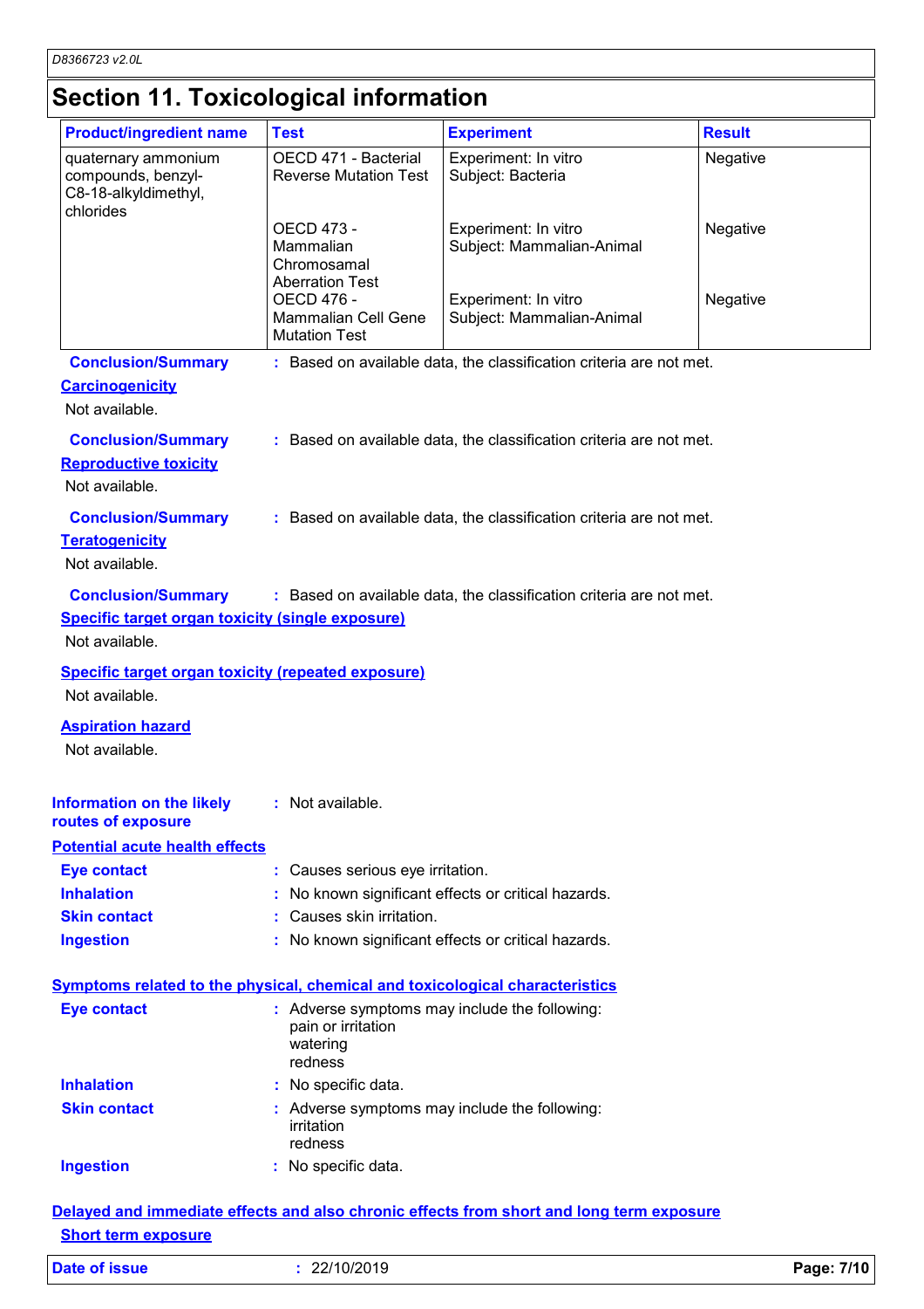## Section 11. Toxicological information

| Product/ingredient name | Test | Experiment | Result |
|---|---|---|---|
| quaternary ammonium compounds, benzyl-C8-18-alkyldimethyl, chlorides | OECD 471 - Bacterial Reverse Mutation Test | Experiment: In vitro<br>Subject: Bacteria | Negative |
| | OECD 473 - Mammalian Chromosamal Aberration Test | Experiment: In vitro<br>Subject: Mammalian-Animal | Negative |
| | OECD 476 - Mammalian Cell Gene Mutation Test | Experiment: In vitro<br>Subject: Mammalian-Animal | Negative |

**Conclusion/Summary** : Based on available data, the classification criteria are not met.

**Carcinogenicity**

Not available.

**Conclusion/Summary** : Based on available data, the classification criteria are not met.

**Reproductive toxicity**

Not available.

**Conclusion/Summary** : Based on available data, the classification criteria are not met.

**Teratogenicity**

Not available.

**Conclusion/Summary** : Based on available data, the classification criteria are not met.

**Specific target organ toxicity (single exposure)**

Not available.

**Specific target organ toxicity (repeated exposure)**

Not available.

**Aspiration hazard**

Not available.

**Information on the likely routes of exposure** : Not available.

**Potential acute health effects**

**Eye contact** : Causes serious eye irritation.

**Inhalation** : No known significant effects or critical hazards.

**Skin contact** : Causes skin irritation.

**Ingestion** : No known significant effects or critical hazards.

**Symptoms related to the physical, chemical and toxicological characteristics**

**Eye contact** : Adverse symptoms may include the following:
pain or irritation
watering
redness

**Inhalation** : No specific data.

**Skin contact** : Adverse symptoms may include the following:
irritation
redness

**Ingestion** : No specific data.

**Delayed and immediate effects and also chronic effects from short and long term exposure**

**Short term exposure**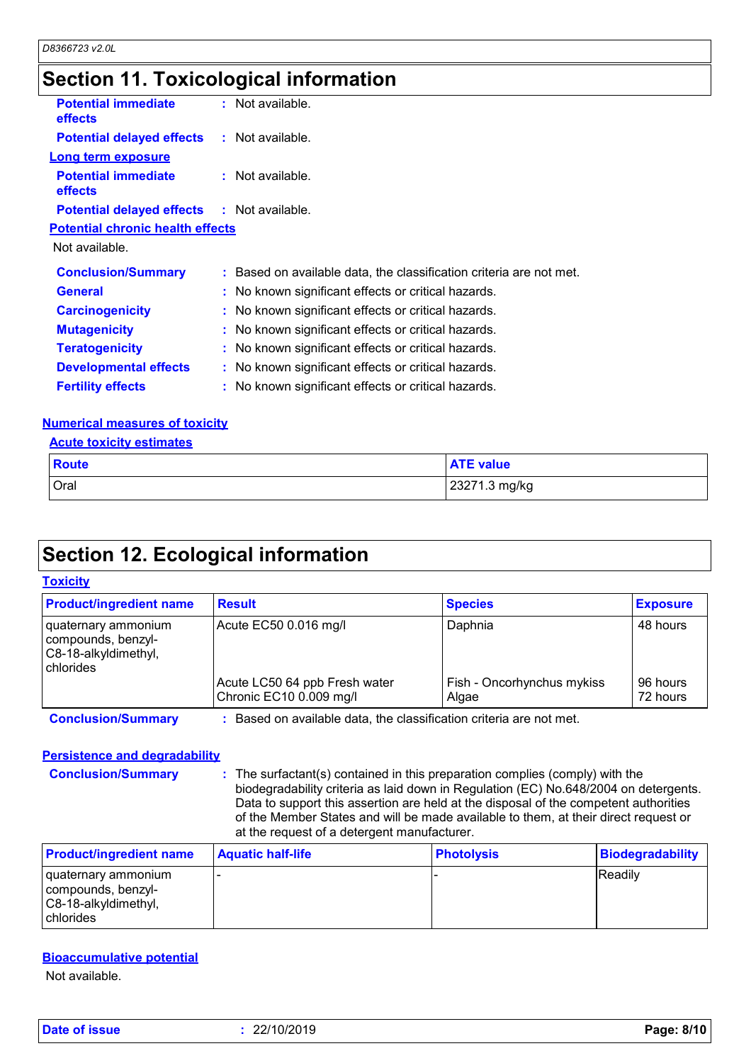## Section 11. Toxicological information

**Potential immediate effects** : Not available.

**Potential delayed effects** : Not available.

**Long term exposure**

**Potential immediate effects** : Not available.

**Potential delayed effects** : Not available.

**Potential chronic health effects**

Not available.

**Conclusion/Summary** : Based on available data, the classification criteria are not met.

**General** : No known significant effects or critical hazards.

**Carcinogenicity** : No known significant effects or critical hazards.

**Mutagenicity** : No known significant effects or critical hazards.

**Teratogenicity** : No known significant effects or critical hazards.

**Developmental effects** : No known significant effects or critical hazards.

**Fertility effects** : No known significant effects or critical hazards.

**Numerical measures of toxicity**

**Acute toxicity estimates**

| Route | ATE value |
| --- | --- |
| Oral | 23271.3 mg/kg |

## Section 12. Ecological information

**Toxicity**

| Product/ingredient name | Result | Species | Exposure |
| --- | --- | --- | --- |
| quaternary ammonium compounds, benzyl-C8-18-alkyldimethyl, chlorides | Acute EC50 0.016 mg/l | Daphnia | 48 hours |
| | Acute LC50 64 ppb Fresh water | Fish - Oncorhynchus mykiss | 96 hours |
| | Chronic EC10 0.009 mg/l | Algae | 72 hours |

**Conclusion/Summary** : Based on available data, the classification criteria are not met.

**Persistence and degradability**

**Conclusion/Summary** : The surfactant(s) contained in this preparation complies (comply) with the biodegradability criteria as laid down in Regulation (EC) No.648/2004 on detergents. Data to support this assertion are held at the disposal of the competent authorities of the Member States and will be made available to them, at their direct request or at the request of a detergent manufacturer.

| Product/ingredient name | Aquatic half-life | Photolysis | Biodegradability |
| --- | --- | --- | --- |
| quaternary ammonium compounds, benzyl-C8-18-alkyldimethyl, chlorides | - | - | Readily |

**Bioaccumulative potential**

Not available.

**Date of issue** : 22/10/2019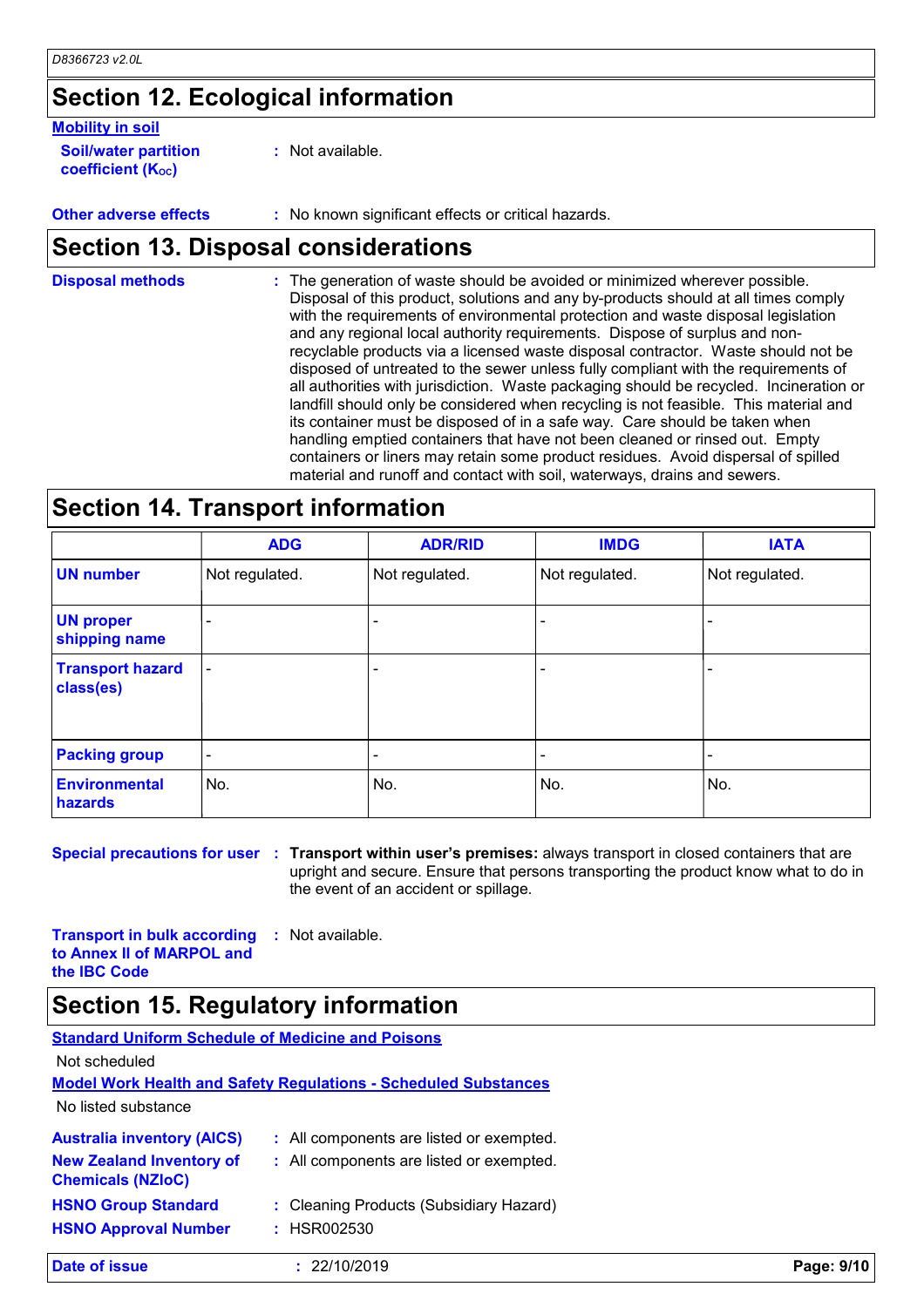## Section 12. Ecological information

**Mobility in soil**

**Soil/water partition coefficient ($K_{OC}$)** : Not available.

**Other adverse effects** : No known significant effects or critical hazards.

## Section 13. Disposal considerations

**Disposal methods** : The generation of waste should be avoided or minimized wherever possible. Disposal of this product, solutions and any by-products should at all times comply with the requirements of environmental protection and waste disposal legislation and any regional local authority requirements. Dispose of surplus and non-recyclable products via a licensed waste disposal contractor. Waste should not be disposed of untreated to the sewer unless fully compliant with the requirements of all authorities with jurisdiction. Waste packaging should be recycled. Incineration or landfill should only be considered when recycling is not feasible. This material and its container must be disposed of in a safe way. Care should be taken when handling emptied containers that have not been cleaned or rinsed out. Empty containers or liners may retain some product residues. Avoid dispersal of spilled material and runoff and contact with soil, waterways, drains and sewers.

## Section 14. Transport information

| | ADG | ADR/RID | IMDG | IATA |
|---|---|---|---|---|
| **UN number** | Not regulated. | Not regulated. | Not regulated. | Not regulated. |
| **UN proper shipping name** | - | - | - | - |
| **Transport hazard class(es)** | - | - | - | - |
| **Packing group** | - | - | - | - |
| **Environmental hazards** | No. | No. | No. | No. |

**Special precautions for user** : **Transport within user's premises:** always transport in closed containers that are upright and secure. Ensure that persons transporting the product know what to do in the event of an accident or spillage.

**Transport in bulk according to Annex II of MARPOL and the IBC Code** : Not available.

## Section 15. Regulatory information

**Standard Uniform Schedule of Medicine and Poisons**

Not scheduled

**Model Work Health and Safety Regulations - Scheduled Substances**

No listed substance

**Australia inventory (AICS)** : All components are listed or exempted.

**New Zealand Inventory of Chemicals (NZIoC)** : All components are listed or exempted.

**HSNO Group Standard** : Cleaning Products (Subsidiary Hazard)

**HSNO Approval Number** : HSR002530

**Date of issue** : 22/10/2019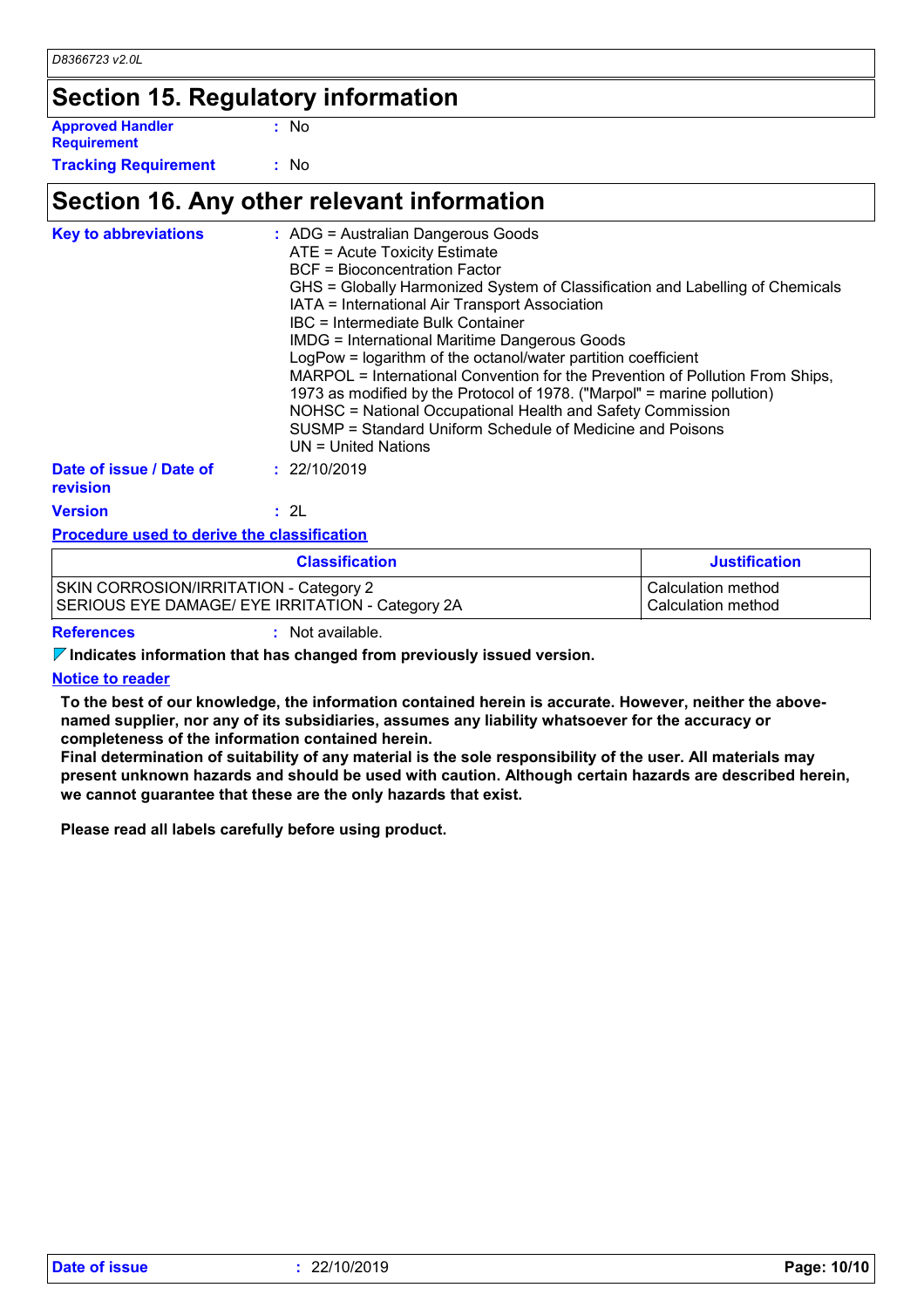## Section 15. Regulatory information

**Approved Handler Requirement** : No

**Tracking Requirement** : No

## Section 16. Any other relevant information

**Key to abbreviations** :
ADG = Australian Dangerous Goods
ATE = Acute Toxicity Estimate
BCF = Bioconcentration Factor
GHS = Globally Harmonized System of Classification and Labelling of Chemicals
IATA = International Air Transport Association
IBC = Intermediate Bulk Container
IMDG = International Maritime Dangerous Goods
LogPow = logarithm of the octanol/water partition coefficient
MARPOL = International Convention for the Prevention of Pollution From Ships, 1973 as modified by the Protocol of 1978. ("Marpol" = marine pollution)
NOHSC = National Occupational Health and Safety Commission
SUSMP = Standard Uniform Schedule of Medicine and Poisons
UN = United Nations

**Date of issue / Date of revision** : 22/10/2019

**Version** : 2L

**Procedure used to derive the classification**

| Classification | Justification |
|---|---|
| SKIN CORROSION/IRRITATION - Category 2 | Calculation method |
| SERIOUS EYE DAMAGE/ EYE IRRITATION - Category 2A | Calculation method |

**References** : Not available.

**Indicates information that has changed from previously issued version.**

**Notice to reader**

**To the best of our knowledge, the information contained herein is accurate. However, neither the above-named supplier, nor any of its subsidiaries, assumes any liability whatsoever for the accuracy or completeness of the information contained herein.**
**Final determination of suitability of any material is the sole responsibility of the user. All materials may present unknown hazards and should be used with caution. Although certain hazards are described herein, we cannot guarantee that these are the only hazards that exist.**

**Please read all labels carefully before using product.**